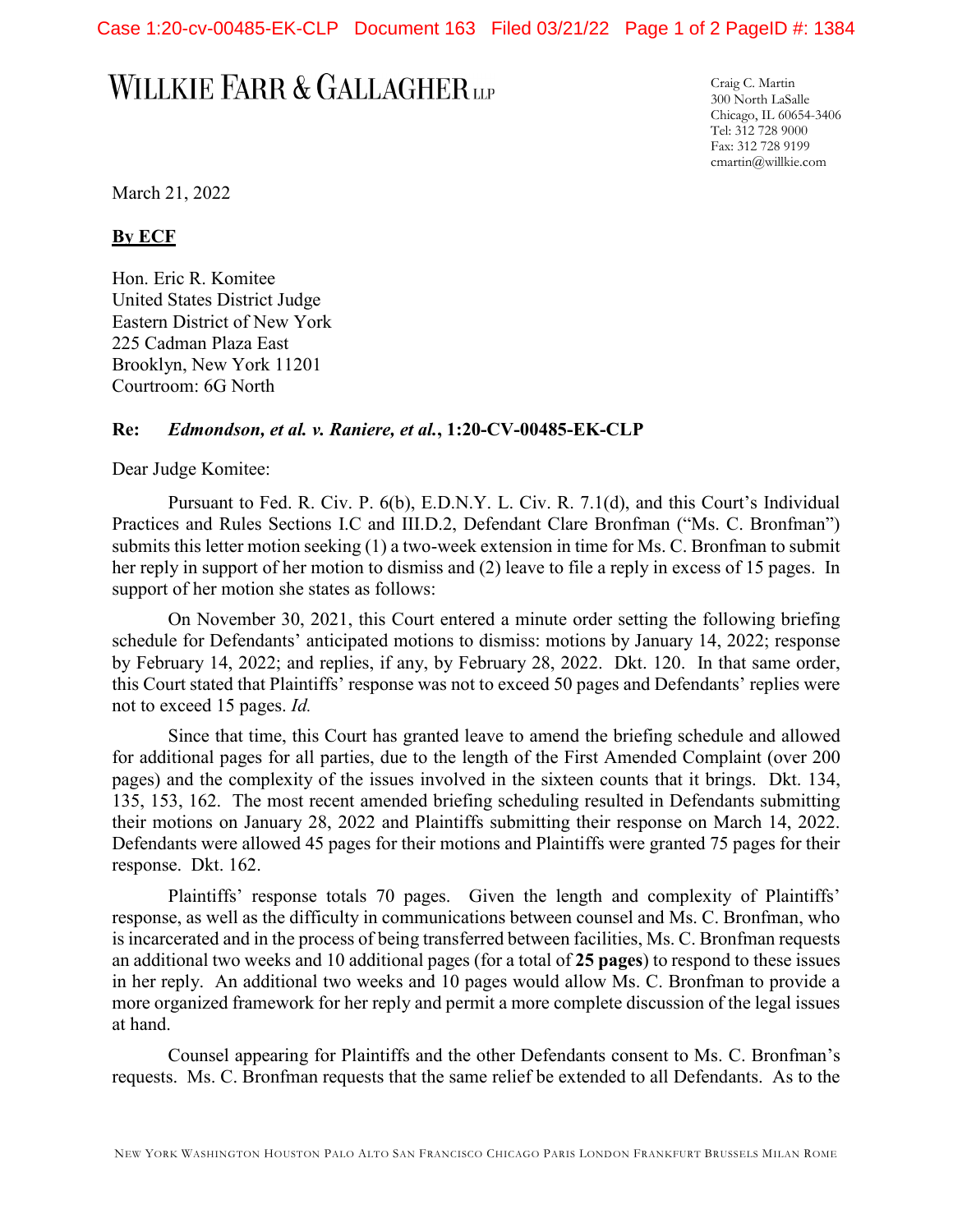# WILLKIE FARR & GALLAGHER LLP

Craig C. Martin
300 North LaSalle
Chicago, IL 60654-3406
Tel: 312 728 9000
Fax: 312 728 9199
cmartin@willkie.com

March 21, 2022

**By ECF**

Hon. Eric R. Komitee
United States District Judge
Eastern District of New York
225 Cadman Plaza East
Brooklyn, New York 11201
Courtroom: 6G North

**Re: *Edmondson, et al. v. Raniere, et al.*, 1:20-CV-00485-EK-CLP**

Dear Judge Komitee:

Pursuant to Fed. R. Civ. P. 6(b), E.D.N.Y. L. Civ. R. 7.1(d), and this Court's Individual Practices and Rules Sections I.C and III.D.2, Defendant Clare Bronfman ("Ms. C. Bronfman") submits this letter motion seeking (1) a two-week extension in time for Ms. C. Bronfman to submit her reply in support of her motion to dismiss and (2) leave to file a reply in excess of 15 pages. In support of her motion she states as follows:

On November 30, 2021, this Court entered a minute order setting the following briefing schedule for Defendants' anticipated motions to dismiss: motions by January 14, 2022; response by February 14, 2022; and replies, if any, by February 28, 2022. Dkt. 120. In that same order, this Court stated that Plaintiffs' response was not to exceed 50 pages and Defendants' replies were not to exceed 15 pages. *Id.*

Since that time, this Court has granted leave to amend the briefing schedule and allowed for additional pages for all parties, due to the length of the First Amended Complaint (over 200 pages) and the complexity of the issues involved in the sixteen counts that it brings. Dkt. 134, 135, 153, 162. The most recent amended briefing scheduling resulted in Defendants submitting their motions on January 28, 2022 and Plaintiffs submitting their response on March 14, 2022. Defendants were allowed 45 pages for their motions and Plaintiffs were granted 75 pages for their response. Dkt. 162.

Plaintiffs' response totals 70 pages. Given the length and complexity of Plaintiffs' response, as well as the difficulty in communications between counsel and Ms. C. Bronfman, who is incarcerated and in the process of being transferred between facilities, Ms. C. Bronfman requests an additional two weeks and 10 additional pages (for a total of **25 pages**) to respond to these issues in her reply. An additional two weeks and 10 pages would allow Ms. C. Bronfman to provide a more organized framework for her reply and permit a more complete discussion of the legal issues at hand.

Counsel appearing for Plaintiffs and the other Defendants consent to Ms. C. Bronfman's requests. Ms. C. Bronfman requests that the same relief be extended to all Defendants. As to the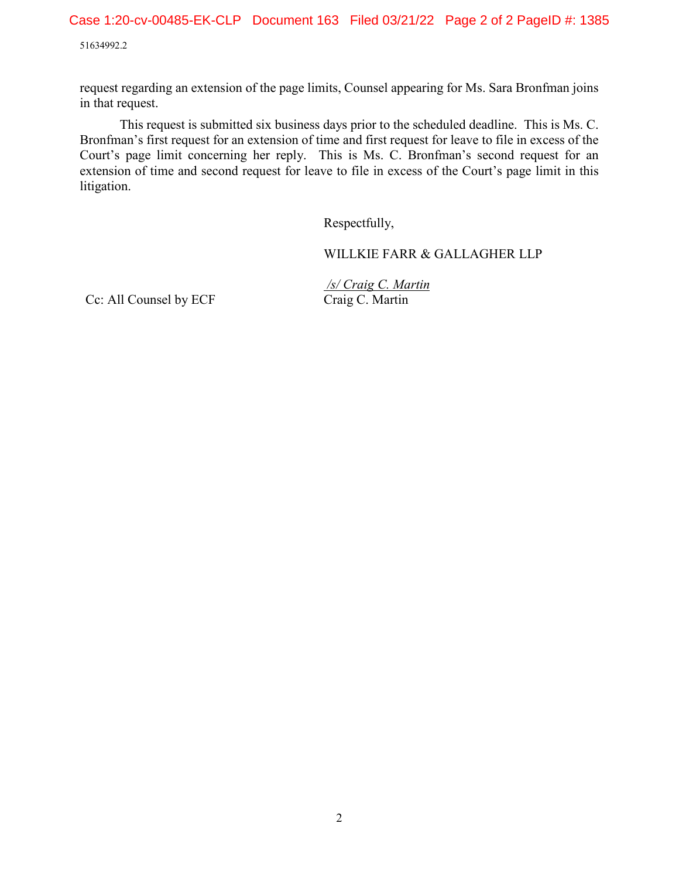51634992.2

request regarding an extension of the page limits, Counsel appearing for Ms. Sara Bronfman joins in that request.

This request is submitted six business days prior to the scheduled deadline. This is Ms. C. Bronfman's first request for an extension of time and first request for leave to file in excess of the Court's page limit concerning her reply. This is Ms. C. Bronfman's second request for an extension of time and second request for leave to file in excess of the Court's page limit in this litigation.

Respectfully,

WILLKIE FARR & GALLAGHER LLP

*/s/ Craig C. Martin*
Craig C. Martin

Cc: All Counsel by ECF